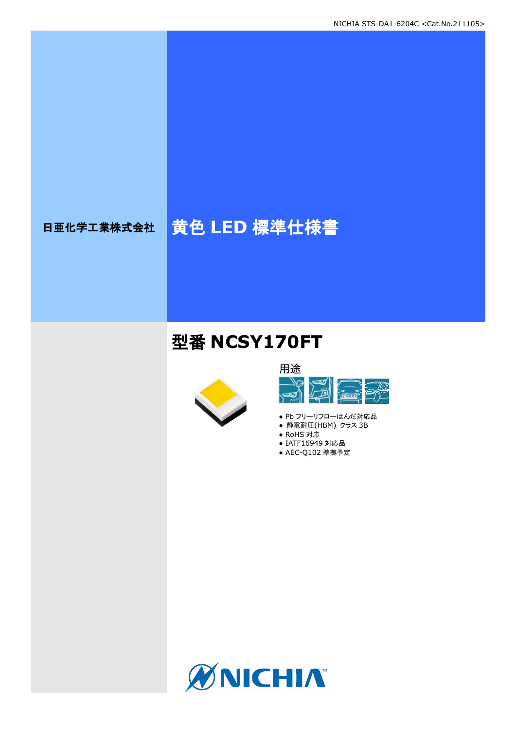NICHIA STS-DA1-6204C <Cat.No.211105>

日亜化学工業株式会社

# 黄色 LED 標準仕様書

## 型番 NCSY170FT

用途

- Pb フリーリフローはんだ対応品
- 静電耐圧(HBM) クラス 3B
- RoHS 対応
- IATF16949 対応品
- AEC-Q102 準拠予定

NICHIA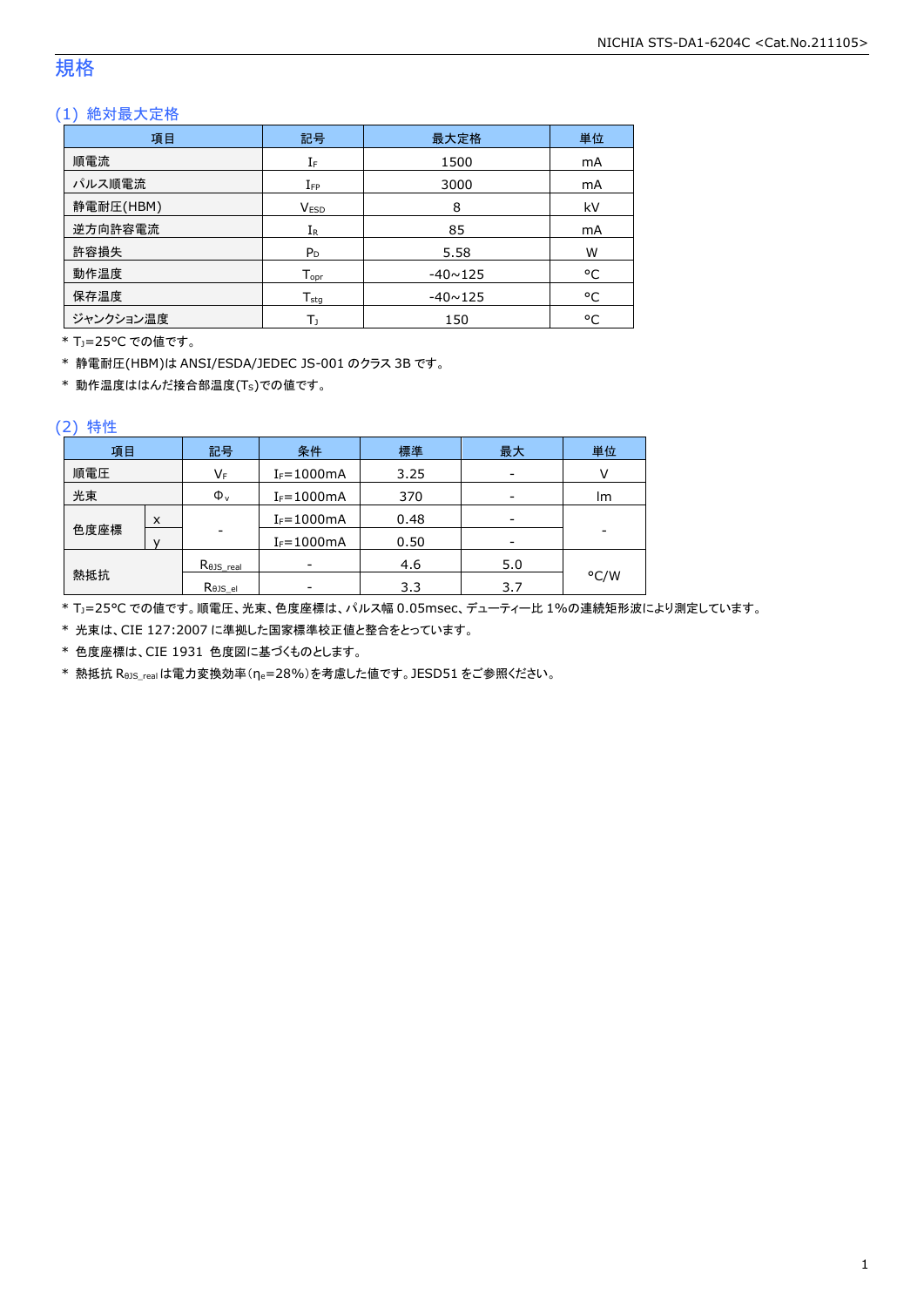# 規格

## (1) 絶対最大定格

| 項目 | 記号 | 最大定格 | 単位 |
|---|---|---|---|
| 順電流 | $I_F$ | 1500 | mA |
| パルス順電流 | $I_{FP}$ | 3000 | mA |
| 静電耐圧(HBM) | $V_{ESD}$ | 8 | kV |
| 逆方向許容電流 | $I_R$ | 85 | mA |
| 許容損失 | $P_D$ | 5.58 | W |
| 動作温度 | $T_{opr}$ | -40~125 | °C |
| 保存温度 | $T_{stg}$ | -40~125 | °C |
| ジャンクション温度 | $T_J$ | 150 | °C |

\* $T_J$=25°C での値です。

\* 静電耐圧(HBM)は ANSI/ESDA/JEDEC JS-001 のクラス 3B です。

\* 動作温度ははんだ接合部温度($T_S$)での値です。

## (2) 特性

| 項目 | | 記号 | 条件 | 標準 | 最大 | 単位 |
|---|---|---|---|---|---|---|
| 順電圧 | | $V_F$ | $I_F$=1000mA | 3.25 | - | V |
| 光束 | | $\Phi_v$ | $I_F$=1000mA | 370 | - | lm |
| 色度座標 | x | - | $I_F$=1000mA | 0.48 | - | - |
| | y | | $I_F$=1000mA | 0.50 | - | |
| 熱抵抗 | | $R_{\theta JS\_real}$ | - | 4.6 | 5.0 | °C/W |
| | | $R_{\theta JS\_el}$ | - | 3.3 | 3.7 | |

\* $T_J$=25°C での値です。順電圧、光束、色度座標は、パルス幅 0.05msec、デューティー比 1%の連続矩形波により測定しています。

\* 光束は、CIE 127:2007 に準拠した国家標準校正値と整合をとっています。

\* 色度座標は、CIE 1931 色度図に基づくものとします。

\* 熱抵抗 $R_{\theta JS\_real}$ は電力変換効率($\eta_e$=28%)を考慮した値です。JESD51 をご参照ください。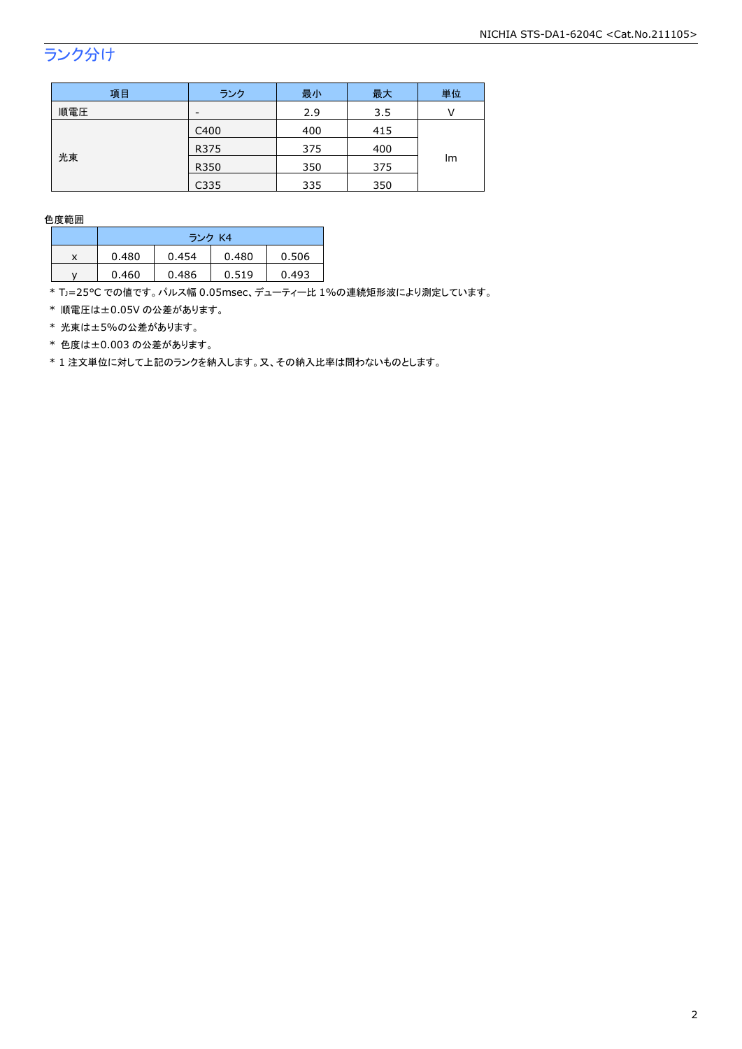## ランク分け

| 項目 | ランク | 最小 | 最大 | 単位 |
|---|---|---|---|---|
| 順電圧 | - | 2.9 | 3.5 | V |
| 光束 | C400 | 400 | 415 | lm |
| | R375 | 375 | 400 | |
| | R350 | 350 | 375 | |
| | C335 | 335 | 350 | |

色度範囲

| | ランク K4 | | | |
|---|---|---|---|---|
| x | 0.480 | 0.454 | 0.480 | 0.506 |
| y | 0.460 | 0.486 | 0.519 | 0.493 |

* $T_J$=25°C での値です。パルス幅 0.05msec、デューティー比 1%の連続矩形波により測定しています。
* 順電圧は±0.05V の公差があります。
* 光束は±5%の公差があります。
* 色度は±0.003 の公差があります。
* 1 注文単位に対して上記のランクを納入します。又、その納入比率は問わないものとします。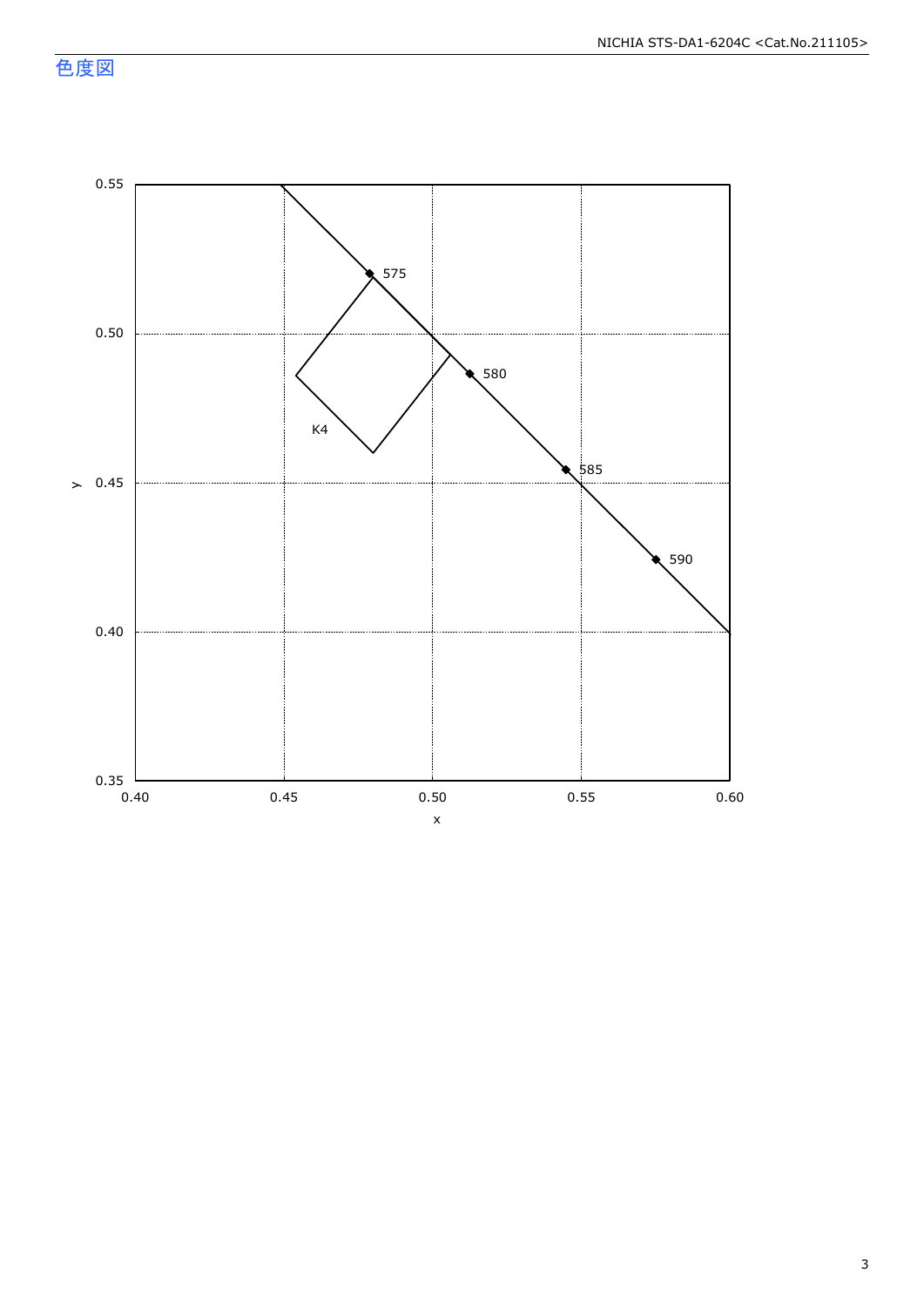## 色度図

0.55

0.50

0.45

0.40

0.35

y

0.40

0.45

0.50

0.55

0.60

x

575

580

585

590

K4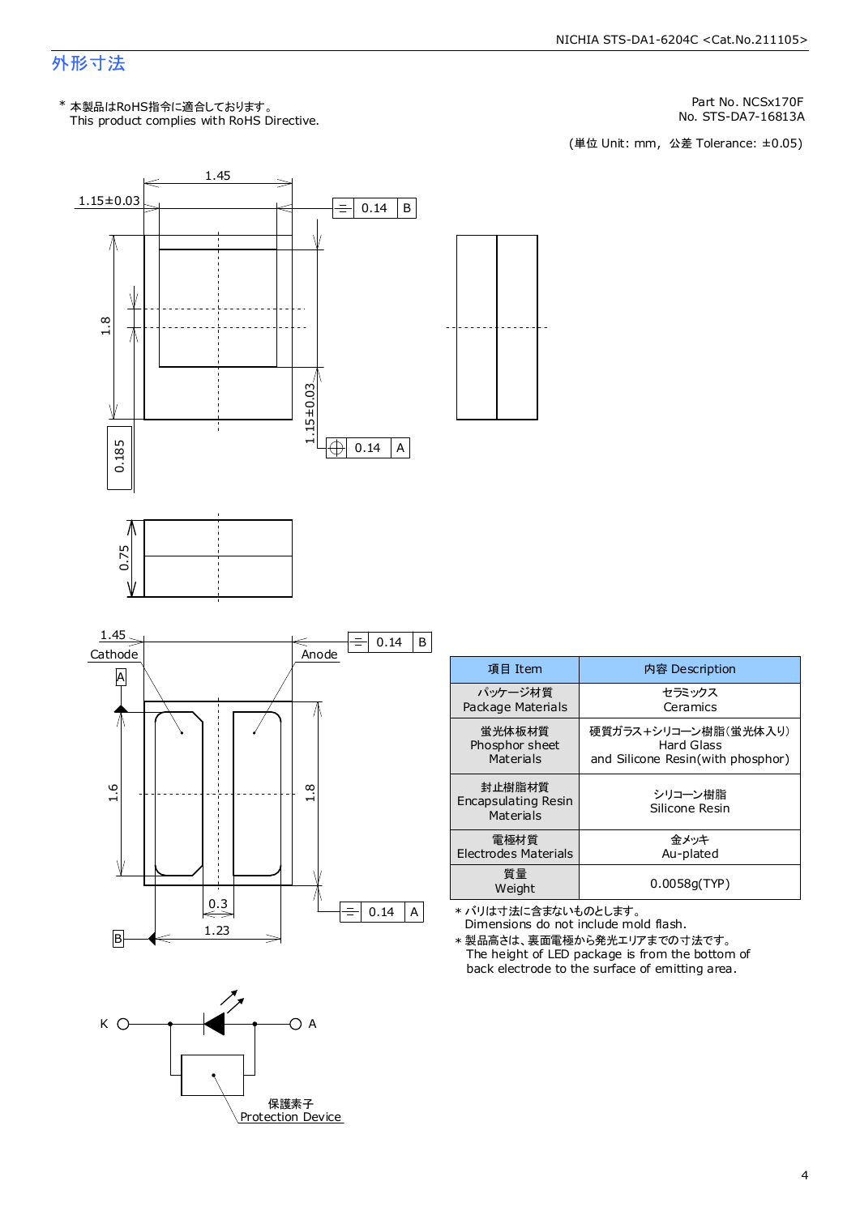## 外形寸法

＊ 本製品はRoHS指令に適合しております。
This product complies with RoHS Directive.

Part No. NCSx170F
No. STS-DA7-16813A

(単位 Unit: mm, 公差 Tolerance: ±0.05)

1.45
1.15±0.03
0.14 B
1.8
1.15±0.03
0.14 A
0.185
0.75

1.45
Cathode
Anode
0.14 B
A
1.6
1.8
0.3
1.23
B
0.14 A

K
A
保護素子
Protection Device

| 項目 Item | 内容 Description |
|---|---|
| パッケージ材質<br>Package Materials | セラミックス<br>Ceramics |
| 蛍光体板材質<br>Phosphor sheet Materials | 硬質ガラス+シリコーン樹脂(蛍光体入り)<br>Hard Glass<br>and Silicone Resin(with phosphor) |
| 封止樹脂材質<br>Encapsulating Resin Materials | シリコーン樹脂<br>Silicone Resin |
| 電極材質<br>Electrodes Materials | 金メッキ<br>Au-plated |
| 質量<br>Weight | 0.0058g(TYP) |

＊ バリは寸法に含まないものとします。
Dimensions do not include mold flash.

＊ 製品高さは、裏面電極から発光エリアまでの寸法です。
The height of LED package is from the bottom of back electrode to the surface of emitting area.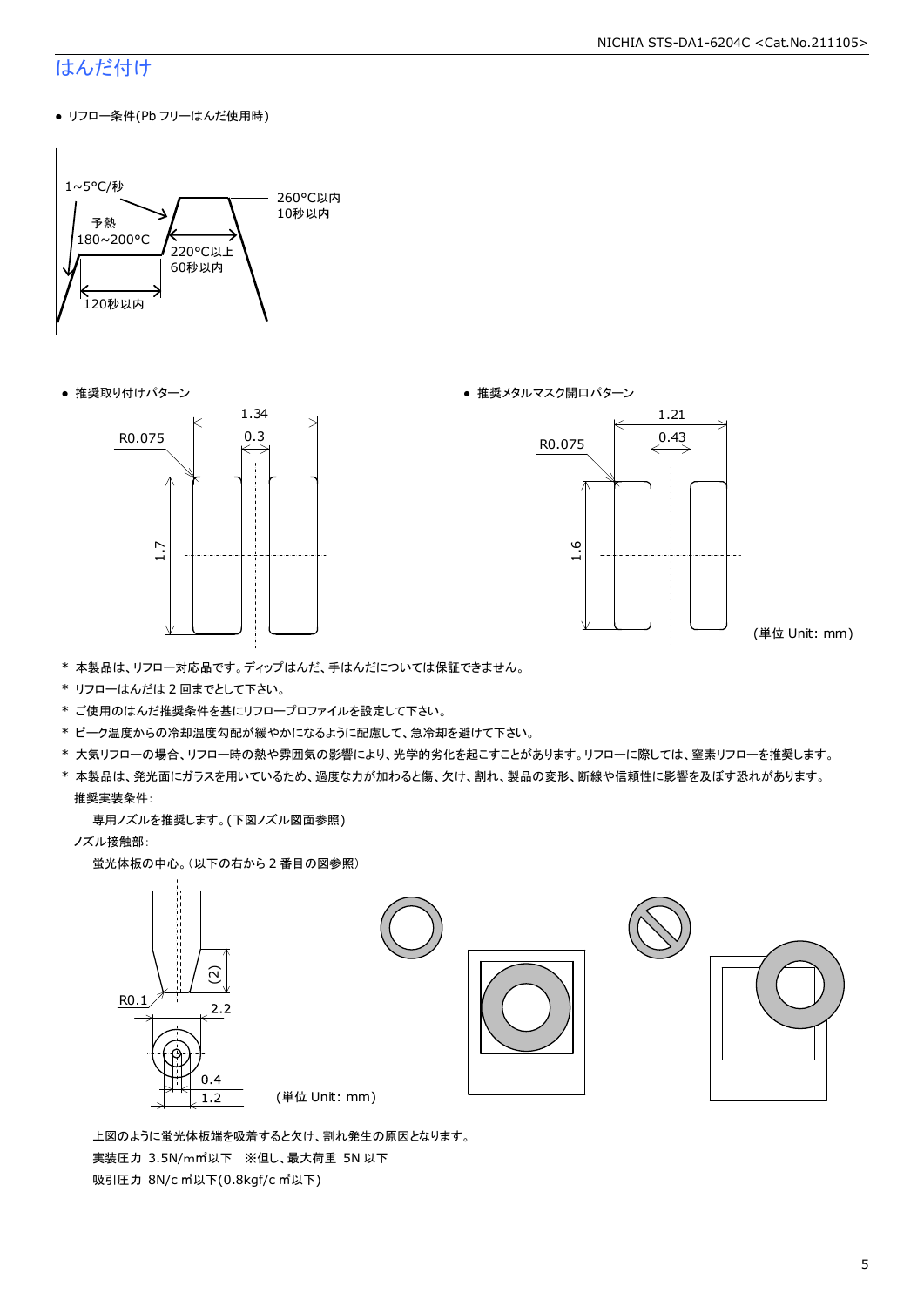# はんだ付け

- リフロー条件(Pb フリーはんだ使用時)

1~5°C/秒
予熱
180~200°C
120秒以内
220°C以上
60秒以内
260°C以内
10秒以内

- 推奨取り付けパターン

1.34
0.3
R0.075
1.7

- 推奨メタルマスク開口パターン

1.21
0.43
R0.075
1.6

(単位 Unit: mm)

\* 本製品は、リフロー対応品です。ディップはんだ、手はんだについては保証できません。
\* リフローはんだは 2 回までとして下さい。
\* ご使用のはんだ推奨条件を基にリフロープロファイルを設定して下さい。
\* ピーク温度からの冷却温度勾配が緩やかになるように配慮して、急冷却を避けて下さい。
\* 大気リフローの場合、リフロー時の熱や雰囲気の影響により、光学的劣化を起こすことがあります。リフローに際しては、窒素リフローを推奨します。
\* 本製品は、発光面にガラスを用いているため、過度な力が加わると傷、欠け、割れ、製品の変形、断線や信頼性に影響を及ぼす恐れがあります。
推奨実装条件:
専用ノズルを推奨します。(下図ノズル図面参照)
ノズル接触部:
蛍光体板の中心。(以下の右から 2 番目の図参照)

(2)
R0.1
2.2
0.4
1.2
(単位 Unit: mm)

上図のように蛍光体板端を吸着すると欠け、割れ発生の原因となります。
実装圧力 3.5N/mm²以下 ※但し、最大荷重 5N 以下
吸引圧力 8N/cm²以下(0.8kgf/cm²以下)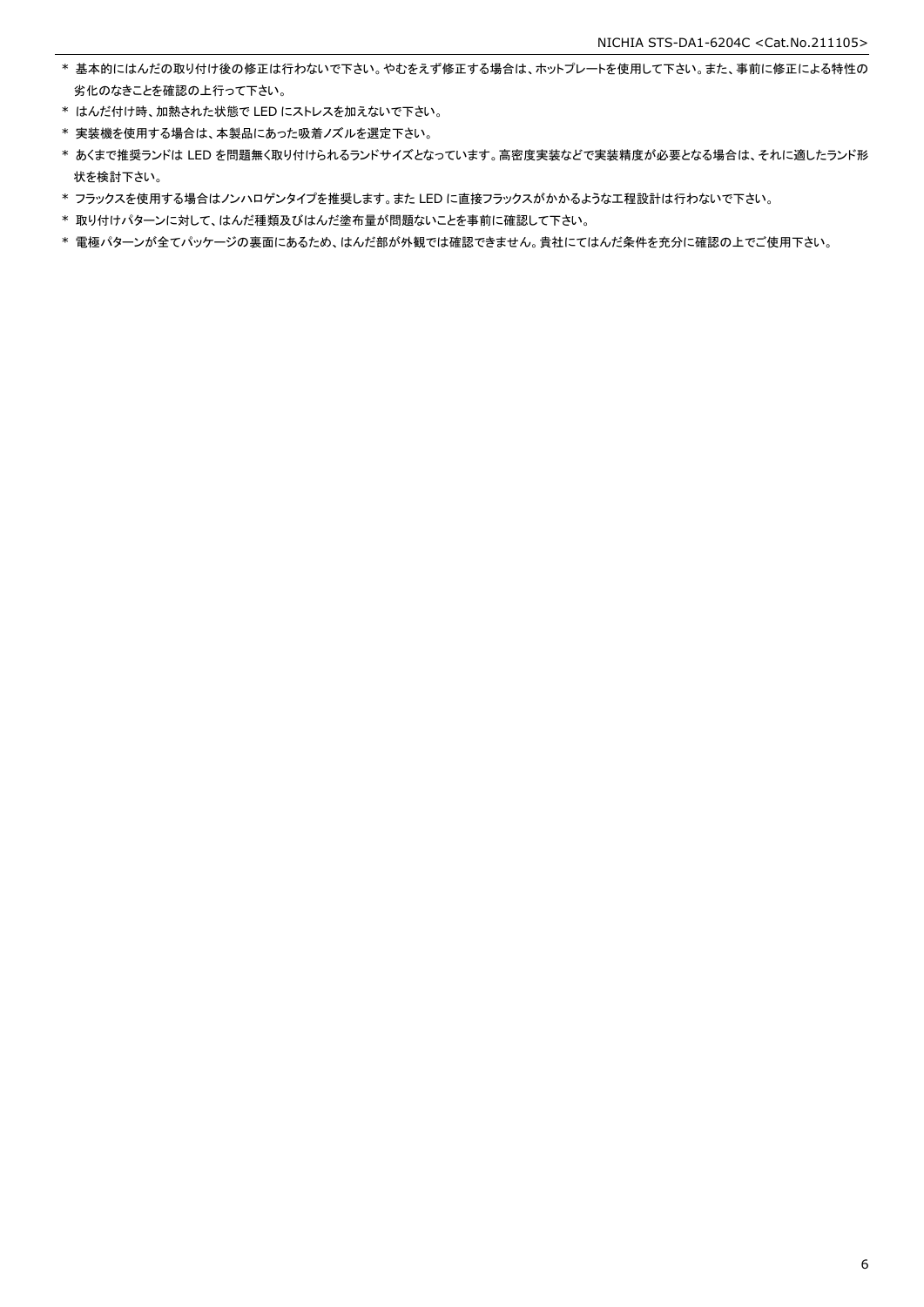\* 基本的にはんだの取り付け後の修正は行わないで下さい。やむをえず修正する場合は、ホットプレートを使用して下さい。また、事前に修正による特性の劣化のなきことを確認の上行って下さい。

\* はんだ付け時、加熱された状態で LED にストレスを加えないで下さい。

\* 実装機を使用する場合は、本製品にあった吸着ノズルを選定下さい。

\* あくまで推奨ランドは LED を問題無く取り付けられるランドサイズとなっています。高密度実装などで実装精度が必要となる場合は、それに適したランド形状を検討下さい。

\* フラックスを使用する場合はノンハロゲンタイプを推奨します。また LED に直接フラックスがかかるような工程設計は行わないで下さい。

\* 取り付けパターンに対して、はんだ種類及びはんだ塗布量が問題ないことを事前に確認して下さい。

\* 電極パターンが全てパッケージの裏面にあるため、はんだ部が外観では確認できません。貴社にてはんだ条件を充分に確認の上でご使用下さい。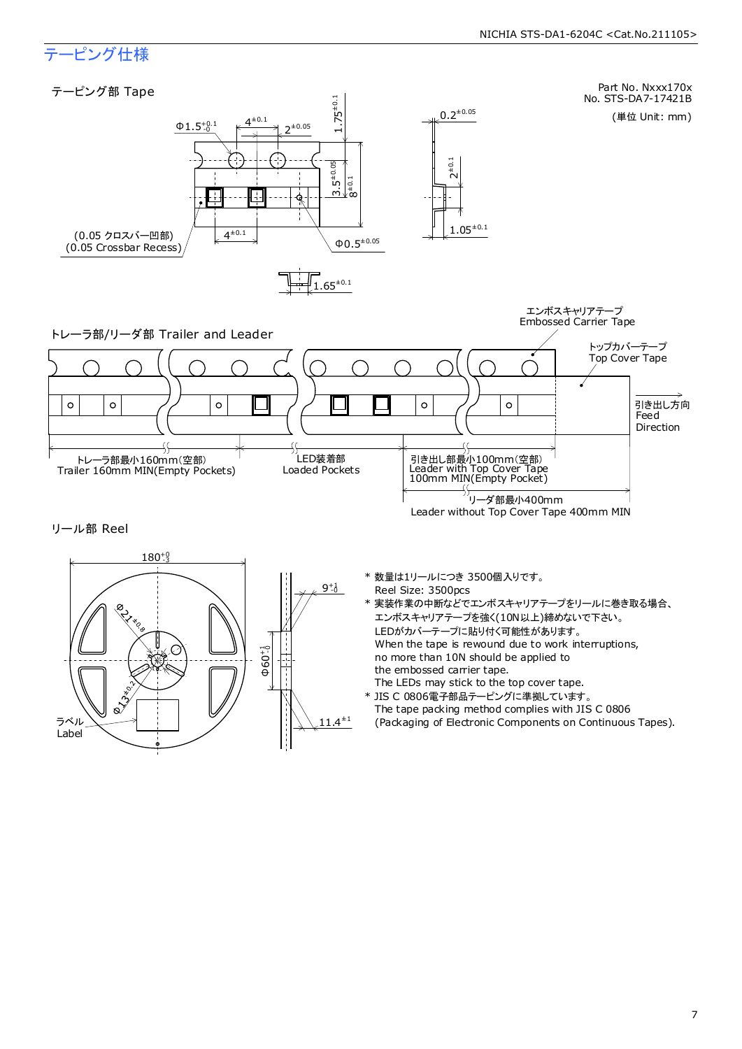## テーピング仕様

### テーピング部 Tape

Part No. Nxxx170x
No. STS-DA7-17421B

(単位 Unit: mm)

$\Phi 1.5^{+0.1}_{-0}$
$4^{\pm 0.1}$
$2^{\pm 0.05}$
$1.75^{\pm 0.1}$
$3.5^{\pm 0.05}$
$8^{\pm 0.1}$
$0.2^{\pm 0.05}$
$2^{\pm 0.1}$
$1.05^{\pm 0.1}$
(0.05 クロスバー凹部)
(0.05 Crossbar Recess)
$4^{\pm 0.1}$
$\Phi 0.5^{\pm 0.05}$
$1.65^{\pm 0.1}$

### トレーラ部/リーダ部 Trailer and Leader

エンボスキャリアテープ
Embossed Carrier Tape
トップカバーテープ
Top Cover Tape
引き出し方向
Feed
Direction
トレーラ部最小160mm(空部)
Trailer 160mm MIN(Empty Pockets)
LED装着部
Loaded Pockets
引き出し部最小100mm(空部)
Leader with Top Cover Tape
100mm MIN(Empty Pocket)
リーダ部最小400mm
Leader without Top Cover Tape 400mm MIN

### リール部 Reel

$180^{+0}_{-3}$
$\Phi 21^{\pm 0.8}$
$\Phi 13^{\pm 0.2}$
$\Phi 60^{+1}_{-0}$
$9^{+1}_{-0}$
$11.4^{\pm 1}$
ラベル
Label

* 数量は1リールにつき 3500個入りです。
  Reel Size: 3500pcs
* 実装作業の中断などでエンボスキャリアテープをリールに巻き取る場合、
  エンボスキャリアテープを強く(10N以上)締めないで下さい。
  LEDがカバーテープに貼り付く可能性があります。
  When the tape is rewound due to work interruptions,
  no more than 10N should be applied to
  the embossed carrier tape.
  The LEDs may stick to the top cover tape.
* JIS C 0806電子部品テーピングに準拠しています。
  The tape packing method complies with JIS C 0806
  (Packaging of Electronic Components on Continuous Tapes).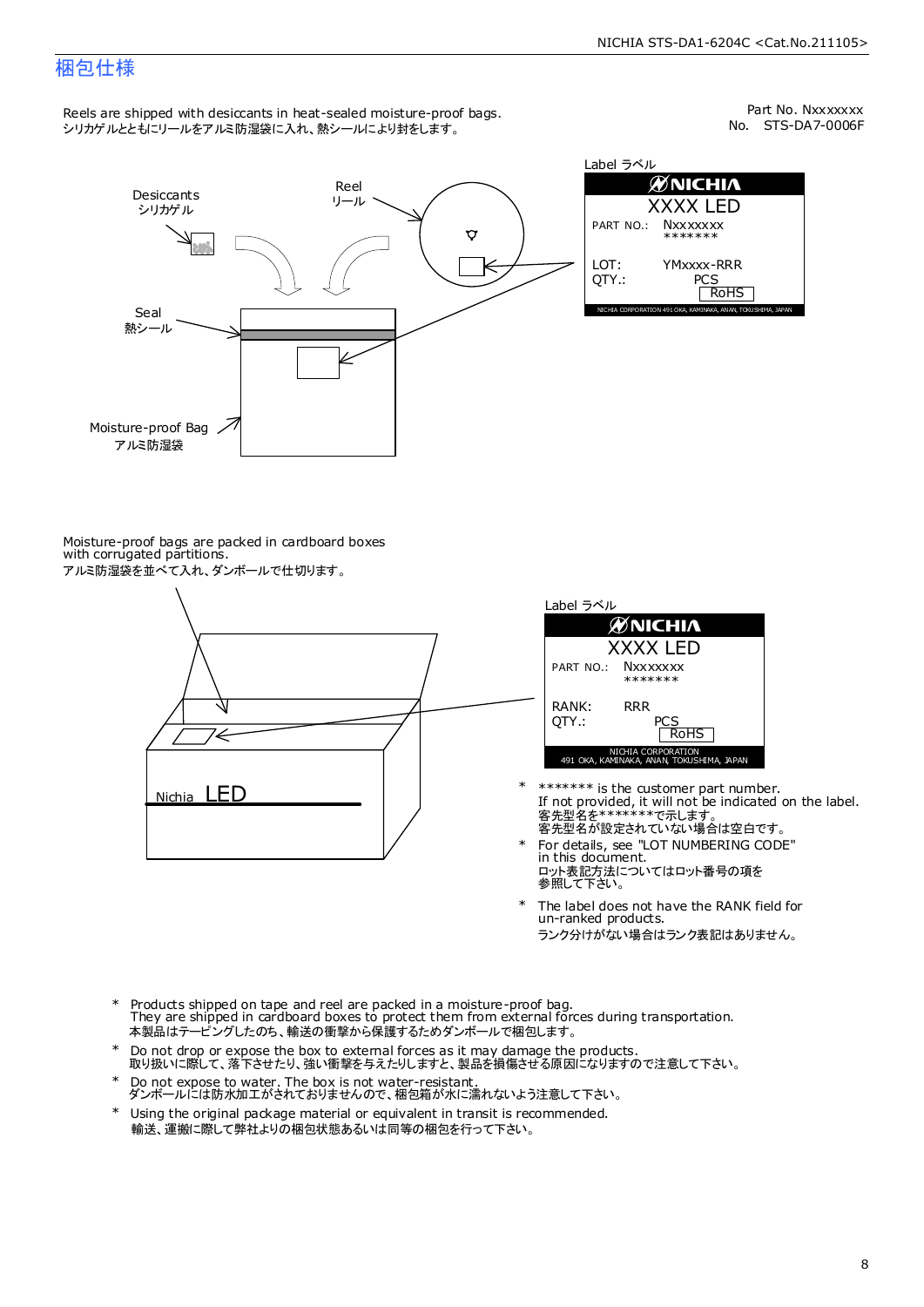# 梱包仕様

Part No. Nxxxxxxx
No. STS-DA7-0006F

Reels are shipped with desiccants in heat-sealed moisture-proof bags.
シリカゲルとともにリールをアルミ防湿袋に入れ、熱シールにより封をします。

Desiccants
シリカゲル

Reel
リール

Seal
熱シール

Moisture-proof Bag
アルミ防湿袋

Label ラベル

NICHIA
XXXX LED
PART NO.: Nxxxxxxx
*******
LOT: YMxxxx-RRR
QTY.: PCS
RoHS
NICHIA CORPORATION 491 OKA, KAMINAKA, ANAN, TOKUSHIMA, JAPAN

Moisture-proof bags are packed in cardboard boxes with corrugated partitions.
アルミ防湿袋を並べて入れ、ダンボールで仕切ります。

Nichia LED

Label ラベル

NICHIA
XXXX LED
PART NO.: Nxxxxxxx
*******
RANK: RRR
QTY.: PCS
RoHS
NICHIA CORPORATION
491 OKA, KAMINAKA, ANAN, TOKUSHIMA, JAPAN

- \******* is the customer part number.
  If not provided, it will not be indicated on the label.
  客先型名を*******で示します。
  客先型名が設定されていない場合は空白です。
- For details, see "LOT NUMBERING CODE" in this document.
  ロット表記方法についてはロット番号の項を参照して下さい。
- The label does not have the RANK field for un-ranked products.
  ランク分けがない場合はランク表記はありません。

- Products shipped on tape and reel are packed in a moisture-proof bag.
  They are shipped in cardboard boxes to protect them from external forces during transportation.
  本製品はテーピングしたのち、輸送の衝撃から保護するためダンボールで梱包します。
- Do not drop or expose the box to external forces as it may damage the products.
  取り扱いに際して、落下させたり、強い衝撃を与えたりしますと、製品を損傷させる原因になりますので注意して下さい。
- Do not expose to water. The box is not water-resistant.
  ダンボールには防水加工がされておりませんので、梱包箱が水に濡れないよう注意して下さい。
- Using the original package material or equivalent in transit is recommended.
  輸送、運搬に際して弊社よりの梱包状態あるいは同等の梱包を行って下さい。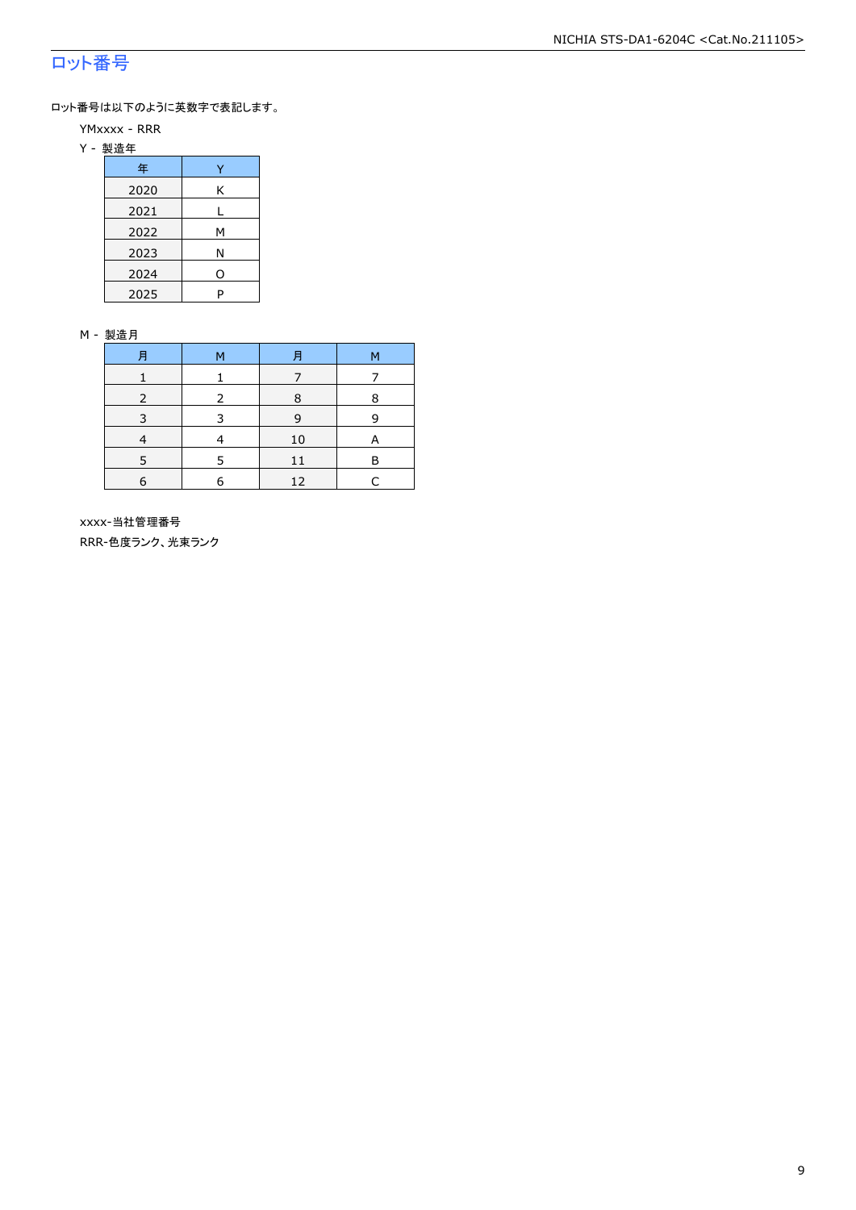## ロット番号

ロット番号は以下のように英数字で表記します。

YMxxxx - RRR

Y - 製造年

| 年 | Y |
|---|---|
| 2020 | K |
| 2021 | L |
| 2022 | M |
| 2023 | N |
| 2024 | O |
| 2025 | P |

M - 製造月

| 月 | M | 月 | M |
|---|---|---|---|
| 1 | 1 | 7 | 7 |
| 2 | 2 | 8 | 8 |
| 3 | 3 | 9 | 9 |
| 4 | 4 | 10 | A |
| 5 | 5 | 11 | B |
| 6 | 6 | 12 | C |

xxxx-当社管理番号

RRR-色度ランク、光束ランク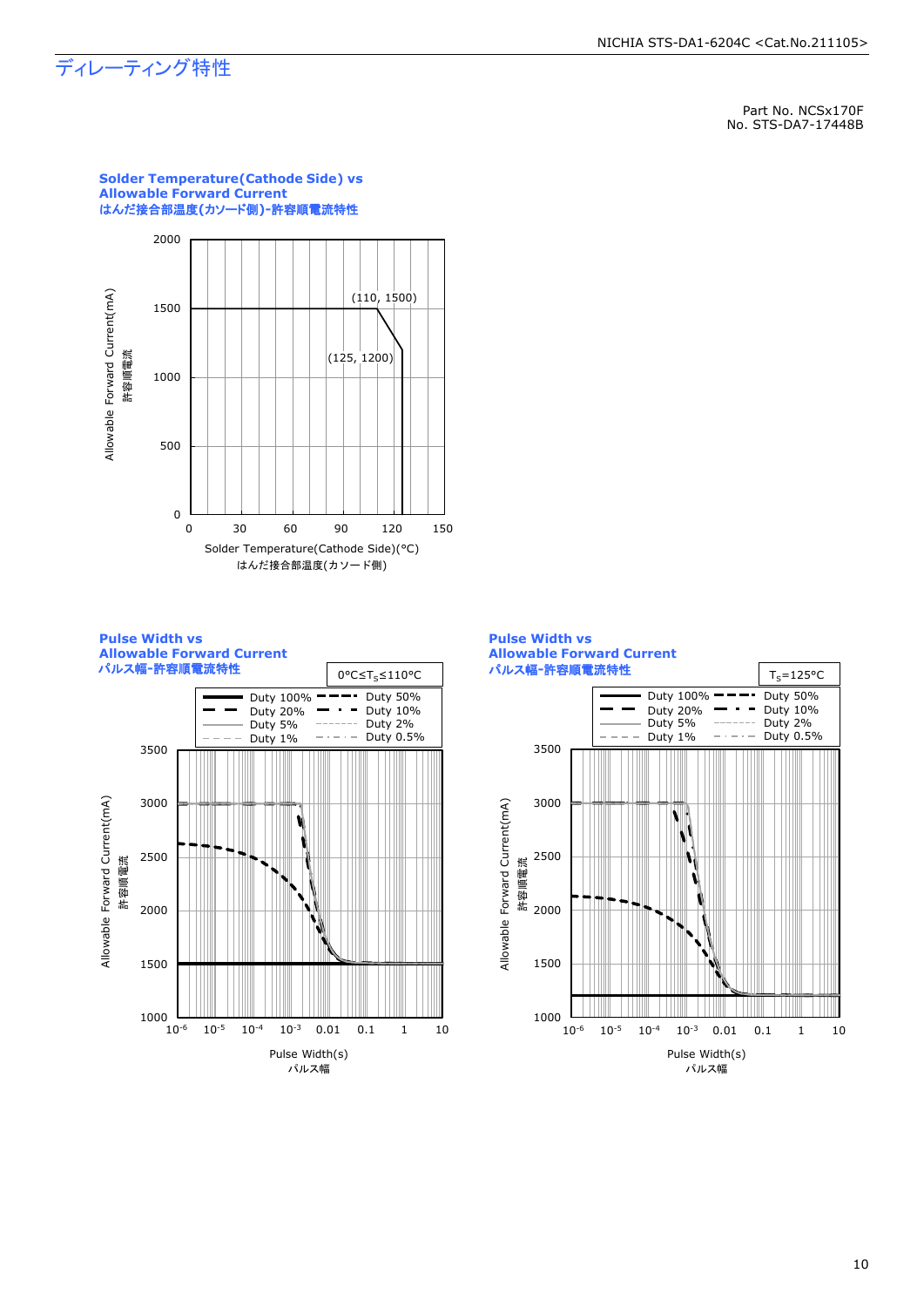# ディレーティング特性

Part No. NCSx170F
No. STS-DA7-17448B

**Solder Temperature(Cathode Side) vs Allowable Forward Current**
**はんだ接合部温度(カソード側)-許容順電流特性**

Allowable Forward Current(mA)
許容順電流

2000
1500
1000
500
0

(110, 1500)
(125, 1200)

0 30 60 90 120 150

Solder Temperature(Cathode Side)(°C)
はんだ接合部温度(カソード側)

**Pulse Width vs Allowable Forward Current**
**パルス幅-許容順電流特性**

$0°C \leq T_S \leq 110°C$

Duty 100%
Duty 50%
Duty 20%
Duty 10%
Duty 5%
Duty 2%
Duty 1%
Duty 0.5%

Allowable Forward Current(mA)
許容順電流

3500
3000
2500
2000
1500
1000

$10^{-6}$ $10^{-5}$ $10^{-4}$ $10^{-3}$ 0.01 0.1 1 10

Pulse Width(s)
パルス幅

**Pulse Width vs Allowable Forward Current**
**パルス幅-許容順電流特性**

$T_S = 125°C$

Duty 100%
Duty 50%
Duty 20%
Duty 10%
Duty 5%
Duty 2%
Duty 1%
Duty 0.5%

Allowable Forward Current(mA)
許容順電流

3500
3000
2500
2000
1500
1000

$10^{-6}$ $10^{-5}$ $10^{-4}$ $10^{-3}$ 0.01 0.1 1 10

Pulse Width(s)
パルス幅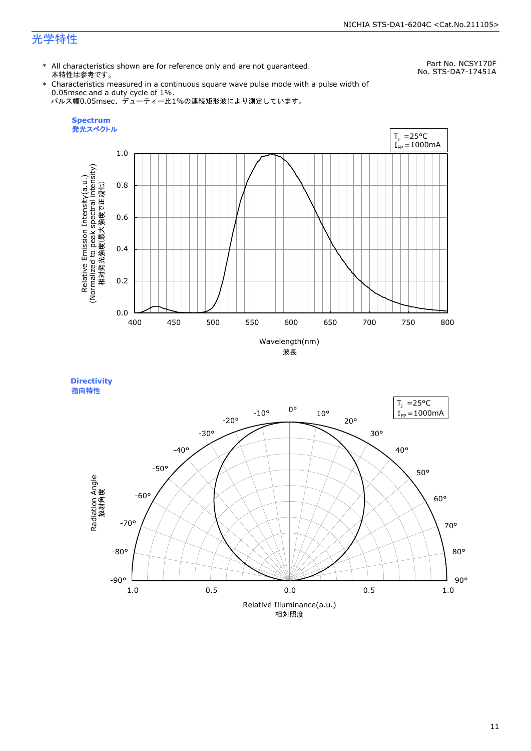# 光学特性

* All characteristics shown are for reference only and are not guaranteed.
  本特性は参考です。
* Characteristics measured in a continuous square wave pulse mode with a pulse width of 0.05msec and a duty cycle of 1%.
  パルス幅0.05msec、デューティー比1%の連続矩形波により測定しています。

Part No. NCSY170F
No. STS-DA7-17451A

**Spectrum**
**発光スペクトル**

$T_J$ =25°C
$I_{FP}$ =1000mA

Relative Emission Intensity(a.u.)
(Normalized to peak spectral intensity)
相対発光強度(最大強度で正規化)

1.0
0.8
0.6
0.4
0.2
0.0

400 450 500 550 600 650 700 750 800

Wavelength(nm)
波長

**Directivity**
**指向特性**

$T_J$ =25°C
$I_{FP}$ =1000mA

Radiation Angle
放射角度

0° 10° 20° 30° 40° 50° 60° 70° 80° 90°
-10° -20° -30° -40° -50° -60° -70° -80° -90°

1.0 0.5 0.0 0.5 1.0

Relative Illuminance(a.u.)
相対照度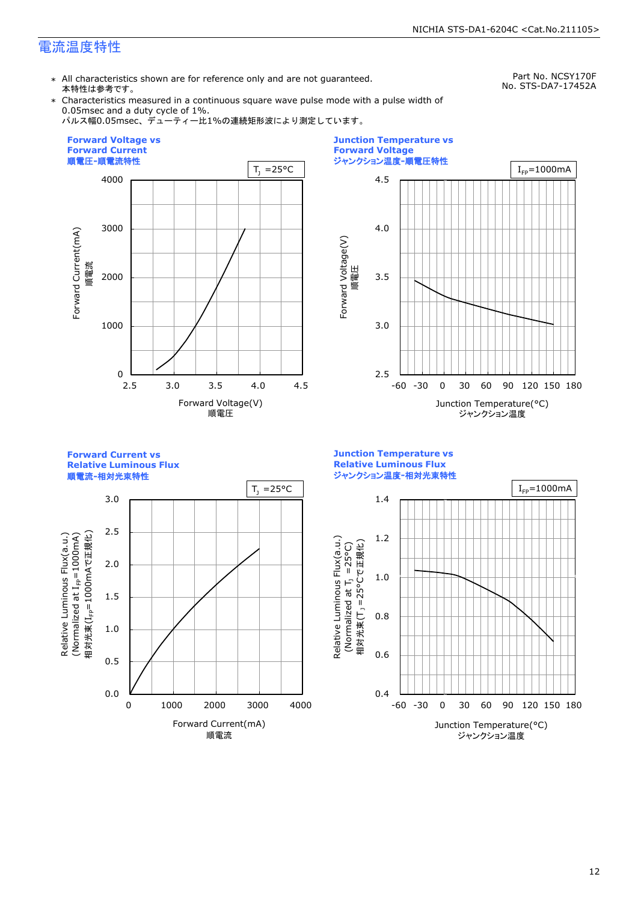# 電流温度特性

Part No. NCSY170F
No. STS-DA7-17452A

- ∗ All characteristics shown are for reference only and are not guaranteed.
  本特性は参考です。
- ∗ Characteristics measured in a continuous square wave pulse mode with a pulse width of 0.05msec and a duty cycle of 1%.
  パルス幅0.05msec、デューティー比1%の連続矩形波により測定しています。

### Forward Voltage vs Forward Current
### 順電圧-順電流特性

$T_J$ =25°C

Forward Current(mA)
順電流

4000
3000
2000
1000
0

2.5 3.0 3.5 4.0 4.5

Forward Voltage(V)
順電圧

### Junction Temperature vs Forward Voltage
### ジャンクション温度-順電圧特性

$I_{FP}$=1000mA

Forward Voltage(V)
順電圧

4.5
4.0
3.5
3.0
2.5

-60 -30 0 30 60 90 120 150 180

Junction Temperature(°C)
ジャンクション温度

### Forward Current vs Relative Luminous Flux
### 順電流-相対光束特性

$T_J$ =25°C

Relative Luminous Flux(a.u.)
(Normalized at $I_{FP}$=1000mA)
相対光束($I_{FP}$=1000mAで正規化)

3.0
2.5
2.0
1.5
1.0
0.5
0.0

0 1000 2000 3000 4000

Forward Current(mA)
順電流

### Junction Temperature vs Relative Luminous Flux
### ジャンクション温度-相対光束特性

$I_{FP}$=1000mA

Relative Luminous Flux(a.u.)
(Normalized at $T_J$ =25°C)
相対光束($T_J$ =25°Cで正規化)

1.4
1.2
1.0
0.8
0.6
0.4

-60 -30 0 30 60 90 120 150 180

Junction Temperature(°C)
ジャンクション温度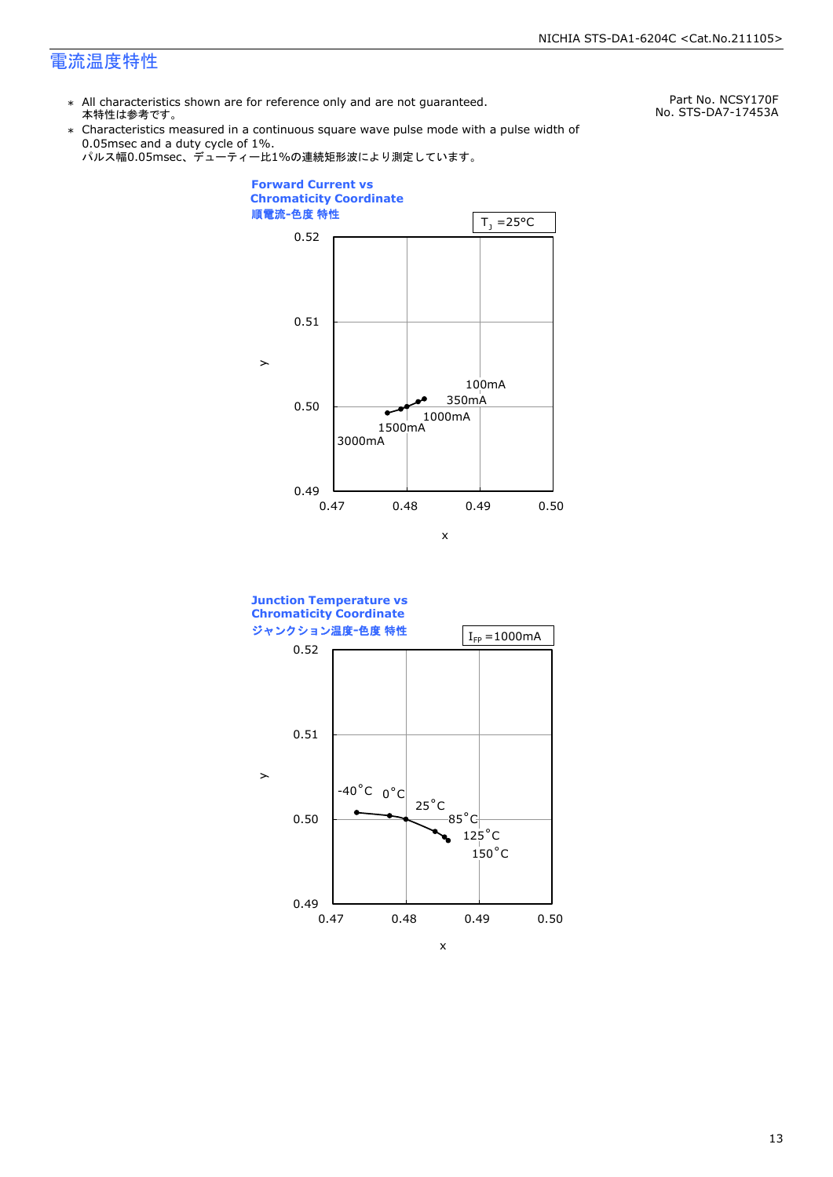# 電流温度特性

Part No. NCSY170F
No. STS-DA7-17453A

- All characteristics shown are for reference only and are not guaranteed.
  本特性は参考です。
- Characteristics measured in a continuous square wave pulse mode with a pulse width of 0.05msec and a duty cycle of 1%.
  パルス幅0.05msec、デューティー比1%の連続矩形波により測定しています。

**Forward Current vs Chromaticity Coordinate**
**順電流-色度 特性**

$T_J$ =25°C

y
0.52
0.51
0.50
0.49

x
0.47
0.48
0.49
0.50

100mA
350mA
1000mA
1500mA
3000mA

**Junction Temperature vs Chromaticity Coordinate**
**ジャンクション温度-色度 特性**

$I_{FP}$ =1000mA

y
0.52
0.51
0.50
0.49

x
0.47
0.48
0.49
0.50

-40°C
0°C
25°C
85°C
125°C
150°C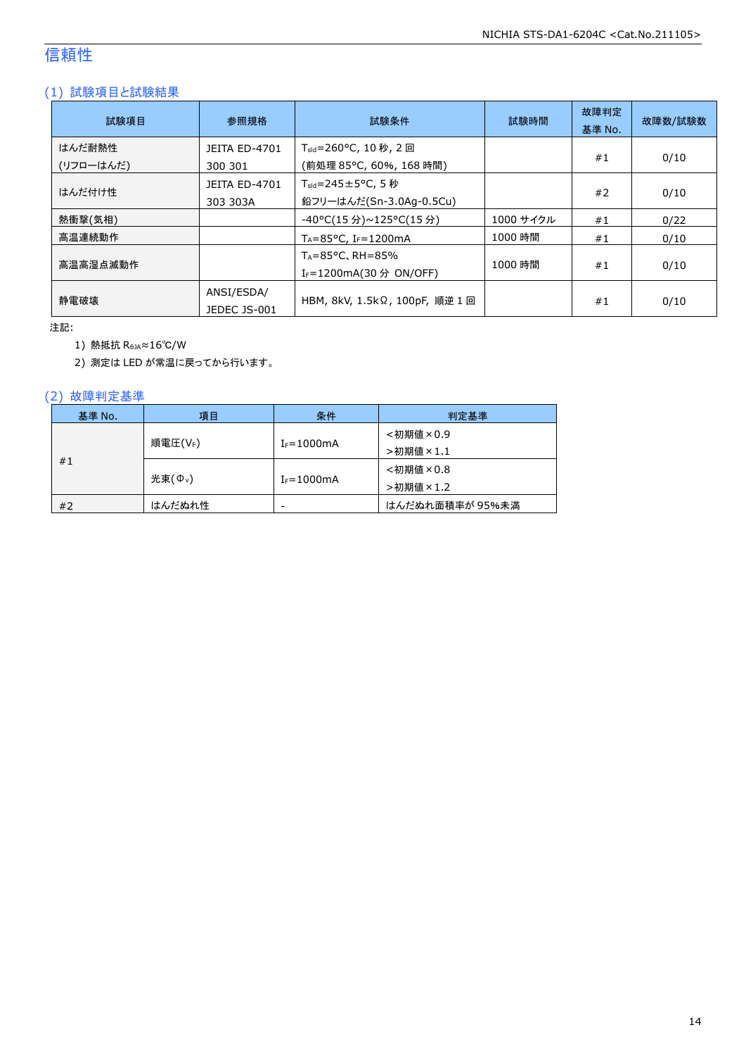# 信頼性

## (1) 試験項目と試験結果

| 試験項目 | 参照規格 | 試験条件 | 試験時間 | 故障判定基準 No. | 故障数/試験数 |
|---|---|---|---|---|---|
| はんだ耐熱性<br>(リフローはんだ) | JEITA ED-4701<br>300 301 | $T_{sld}$=260°C, 10 秒, 2 回<br>(前処理 85°C, 60%, 168 時間) | | #1 | 0/10 |
| はんだ付け性 | JEITA ED-4701<br>303 303A | $T_{sld}$=245±5°C, 5 秒<br>鉛フリーはんだ(Sn-3.0Ag-0.5Cu) | | #2 | 0/10 |
| 熱衝撃(気相) | | -40°C(15 分)~125°C(15 分) | 1000 サイクル | #1 | 0/22 |
| 高温連続動作 | | $T_A$=85°C, $I_F$=1200mA | 1000 時間 | #1 | 0/10 |
| 高温高湿点滅動作 | | $T_A$=85°C、RH=85%<br>$I_F$=1200mA(30 分 ON/OFF) | 1000 時間 | #1 | 0/10 |
| 静電破壊 | ANSI/ESDA/<br>JEDEC JS-001 | HBM, 8kV, 1.5kΩ, 100pF, 順逆 1 回 | | #1 | 0/10 |

注記:

1) 熱抵抗 $R_{\theta JA}$≈16℃/W
2) 測定は LED が常温に戻ってから行います。

## (2) 故障判定基準

| 基準 No. | 項目 | 条件 | 判定基準 |
|---|---|---|---|
| #1 | 順電圧($V_F$) | $I_F$=1000mA | <初期値×0.9<br>>初期値×1.1 |
| | 光束($\Phi_v$) | $I_F$=1000mA | <初期値×0.8<br>>初期値×1.2 |
| #2 | はんだぬれ性 | - | はんだぬれ面積率が 95%未満 |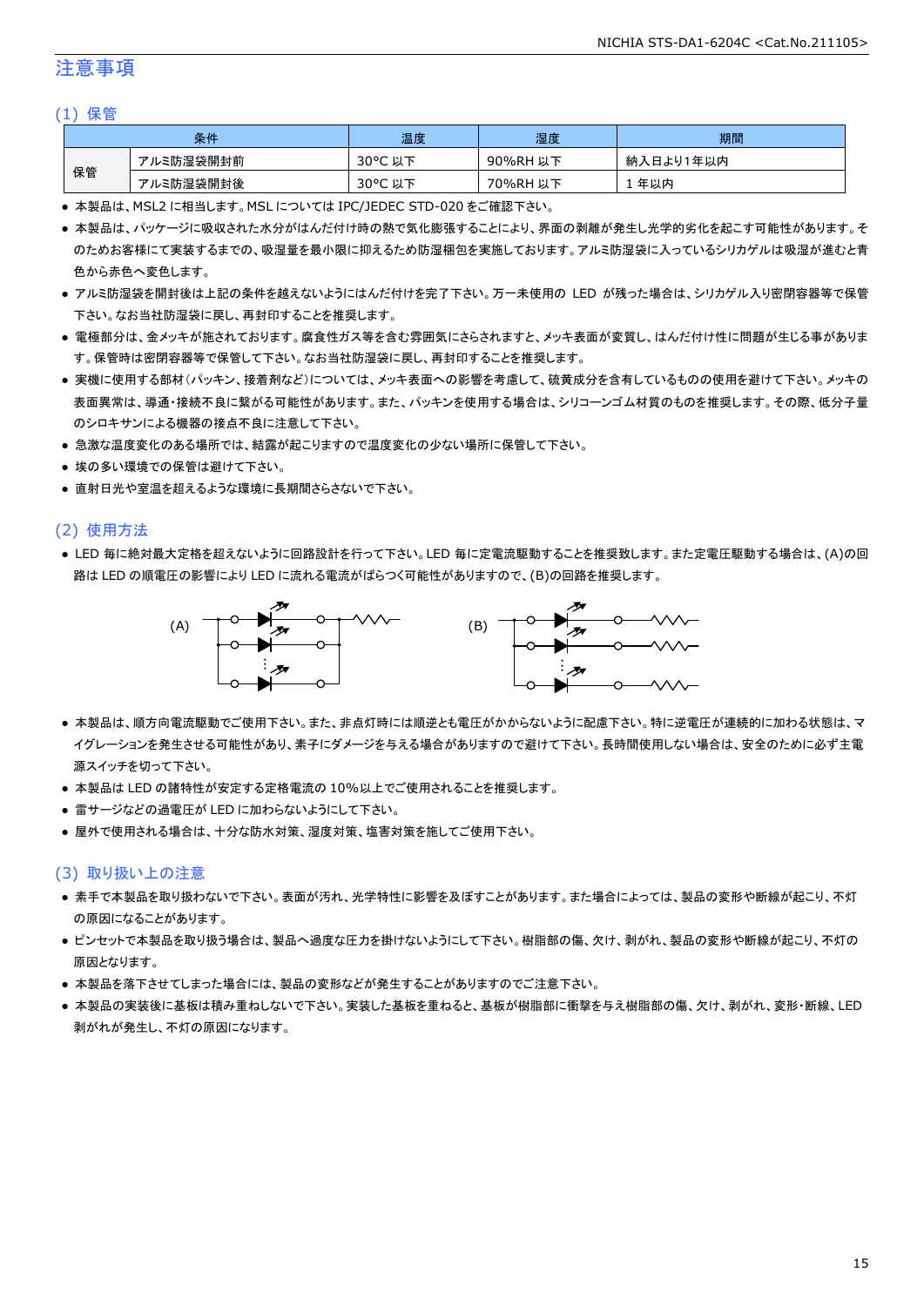# 注意事項

## (1) 保管

| 条件 | | 温度 | 湿度 | 期間 |
|---|---|---|---|---|
| 保管 | アルミ防湿袋開封前 | 30°C 以下 | 90%RH 以下 | 納入日より1年以内 |
| | アルミ防湿袋開封後 | 30°C 以下 | 70%RH 以下 | 1 年以内 |

- 本製品は、MSL2 に相当します。MSL については IPC/JEDEC STD-020 をご確認下さい。
- 本製品は、パッケージに吸収された水分がはんだ付け時の熱で気化膨張することにより、界面の剥離が発生し光学的劣化を起こす可能性があります。そのためお客様にて実装するまでの、吸湿量を最小限に抑えるため防湿梱包を実施しております。アルミ防湿袋に入っているシリカゲルは吸湿が進むと青色から赤色へ変色します。
- アルミ防湿袋を開封後は上記の条件を越えないようにはんだ付けを完了下さい。万一未使用の LED が残った場合は、シリカゲル入り密閉容器等で保管下さい。なお当社防湿袋に戻し、再封印することを推奨します。
- 電極部分は、金メッキが施されております。腐食性ガス等を含む雰囲気にさらされますと、メッキ表面が変質し、はんだ付け性に問題が生じる事があります。保管時は密閉容器等で保管して下さい。なお当社防湿袋に戻し、再封印することを推奨します。
- 実機に使用する部材(パッキン、接着剤など)については、メッキ表面への影響を考慮して、硫黄成分を含有しているものの使用を避けて下さい。メッキの表面異常は、導通・接続不良に繋がる可能性があります。また、パッキンを使用する場合は、シリコーンゴム材質のものを推奨します。その際、低分子量のシロキサンによる機器の接点不良に注意して下さい。
- 急激な温度変化のある場所では、結露が起こりますので温度変化の少ない場所に保管して下さい。
- 埃の多い環境での保管は避けて下さい。
- 直射日光や室温を超えるような環境に長期間さらさないで下さい。

## (2) 使用方法

- LED 毎に絶対最大定格を超えないように回路設計を行って下さい。LED 毎に定電流駆動することを推奨致します。また定電圧駆動する場合は、(A)の回路は LED の順電圧の影響により LED に流れる電流がばらつく可能性がありますので、(B)の回路を推奨します。

(A)

(B)

- 本製品は、順方向電流駆動でご使用下さい。また、非点灯時には順逆とも電圧がかからないように配慮下さい。特に逆電圧が連続的に加わる状態は、マイグレーションを発生させる可能性があり、素子にダメージを与える場合がありますので避けて下さい。長時間使用しない場合は、安全のために必ず主電源スイッチを切って下さい。
- 本製品は LED の諸特性が安定する定格電流の 10%以上でご使用されることを推奨します。
- 雷サージなどの過電圧が LED に加わらないようにして下さい。
- 屋外で使用される場合は、十分な防水対策、湿度対策、塩害対策を施してご使用下さい。

## (3) 取り扱い上の注意

- 素手で本製品を取り扱わないで下さい。表面が汚れ、光学特性に影響を及ぼすことがあります。また場合によっては、製品の変形や断線が起こり、不灯の原因になることがあります。
- ピンセットで本製品を取り扱う場合は、製品へ過度な圧力を掛けないようにして下さい。樹脂部の傷、欠け、剥がれ、製品の変形や断線が起こり、不灯の原因となります。
- 本製品を落下させてしまった場合には、製品の変形などが発生することがありますのでご注意下さい。
- 本製品の実装後に基板は積み重ねしないで下さい。実装した基板を重ねると、基板が樹脂部に衝撃を与え樹脂部の傷、欠け、剥がれ、変形・断線、LED 剥がれが発生し、不灯の原因になります。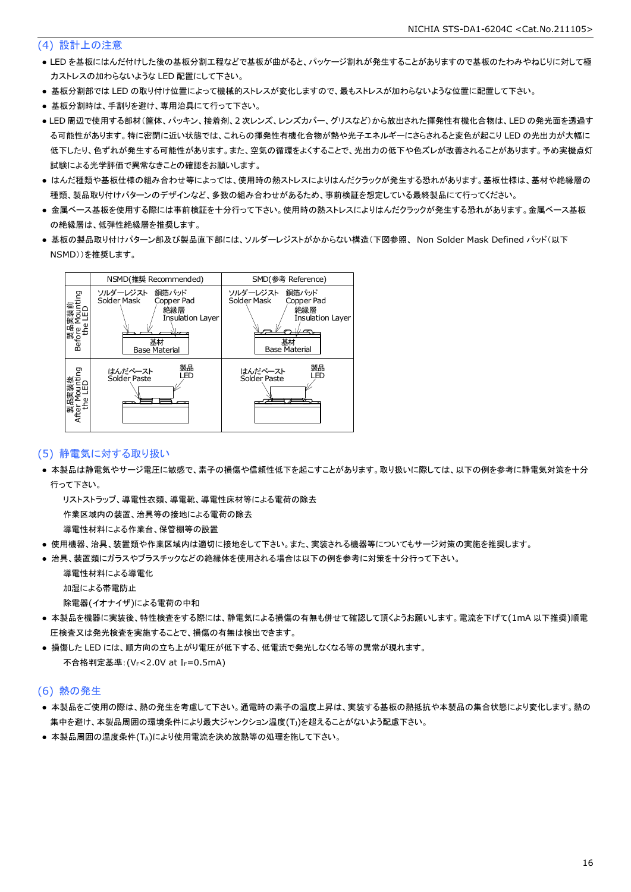## (4) 設計上の注意

- LED を基板にはんだ付けした後の基板分割工程などで基板が曲がると、パッケージ割れが発生することがありますので基板のたわみやねじりに対して極力ストレスの加わらないような LED 配置にして下さい。
- 基板分割部では LED の取り付け位置によって機械的ストレスが変化しますので、最もストレスが加わらないような位置に配置して下さい。
- 基板分割時は、手割りを避け、専用治具にて行って下さい。
- LED 周辺で使用する部材（筐体、パッキン、接着剤、2 次レンズ、レンズカバー、グリスなど）から放出された揮発性有機化合物は、LED の発光面を透過する可能性があります。特に密閉に近い状態では、これらの揮発性有機化合物が熱や光子エネルギーにさらされると変色が起こり LED の光出力が大幅に低下したり、色ずれが発生する可能性があります。また、空気の循環をよくすることで、光出力の低下や色ズレが改善されることがあります。予め実機点灯試験による光学評価で異常なきことの確認をお願いします。
- はんだ種類や基板仕様の組み合わせ等によっては、使用時の熱ストレスによりはんだクラックが発生する恐れがあります。基板仕様は、基材や絶縁層の種類、製品取り付けパターンのデザインなど、多数の組み合わせがあるため、事前検証を想定している最終製品にて行ってください。
- 金属ベース基板を使用する際には事前検証を十分行って下さい。使用時の熱ストレスによりはんだクラックが発生する恐れがあります。金属ベース基板の絶縁層は、低弾性絶縁層を推奨します。
- 基板の製品取り付けパターン部及び製品直下部には、ソルダーレジストがかからない構造（下図参照、 Non Solder Mask Defined パッド(以下 NSMD)）を推奨します。

| | NSMD(推奨 Recommended) | SMD(参考 Reference) |
|---|---|---|
| 製品実装前 Before Mounting the LED | ソルダーレジスト Solder Mask / 銅箔パッド Copper Pad / 絶縁層 Insulation Layer / 基材 Base Material | ソルダーレジスト Solder Mask / 銅箔パッド Copper Pad / 絶縁層 Insulation Layer / 基材 Base Material |
| 製品実装後 After Mounting the LED | はんだペースト Solder Paste / 製品 LED | はんだペースト Solder Paste / 製品 LED |

## (5) 静電気に対する取り扱い

- 本製品は静電気やサージ電圧に敏感で、素子の損傷や信頼性低下を起こすことがあります。取り扱いに際しては、以下の例を参考に静電気対策を十分行って下さい。

  リストストラップ、導電性衣類、導電靴、導電性床材等による電荷の除去
  
  作業区域内の装置、治具等の接地による電荷の除去
  
  導電性材料による作業台、保管棚等の設置
- 使用機器、治具、装置類や作業区域内は適切に接地をして下さい。また、実装される機器等についてもサージ対策の実施を推奨します。
- 治具、装置類にガラスやプラスチックなどの絶縁体を使用される場合は以下の例を参考に対策を十分行って下さい。

  導電性材料による導電化
  
  加湿による帯電防止
  
  除電器(イオナイザ)による電荷の中和
- 本製品を機器に実装後、特性検査をする際には、静電気による損傷の有無も併せて確認して頂くようお願いします。電流を下げて(1mA 以下推奨)順電圧検査又は発光検査を実施することで、損傷の有無は検出できます。
- 損傷した LED には、順方向の立ち上がり電圧が低下する、低電流で発光しなくなる等の異常が現れます。

  不合格判定基準：($V_F$<2.0V at $I_F$=0.5mA)

## (6) 熱の発生

- 本製品をご使用の際は、熱の発生を考慮して下さい。通電時の素子の温度上昇は、実装する基板の熱抵抗や本製品の集合状態により変化します。熱の集中を避け、本製品周囲の環境条件により最大ジャンクション温度($T_J$)を超えることがないよう配慮下さい。
- 本製品周囲の温度条件($T_A$)により使用電流を決め放熱等の処理を施して下さい。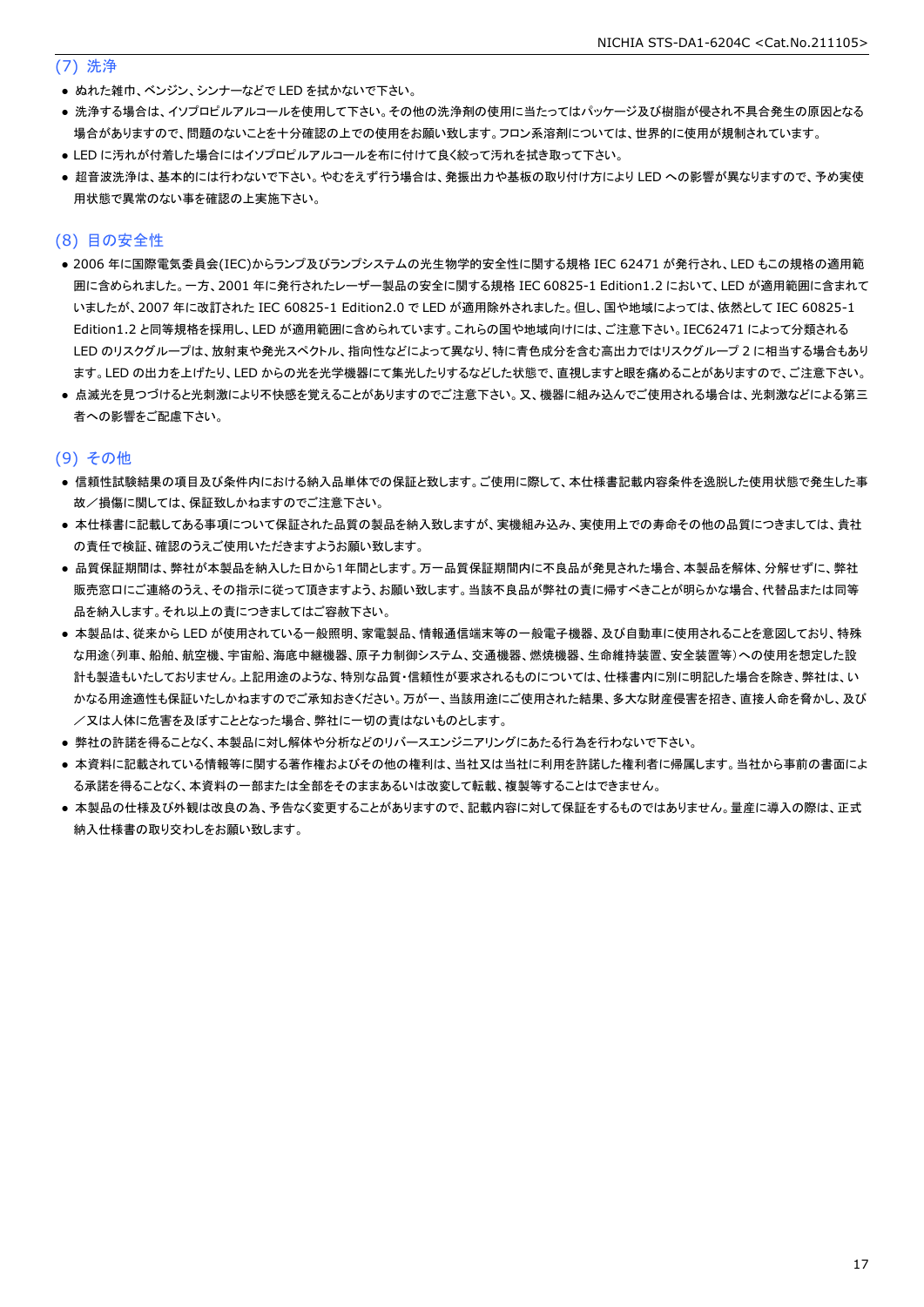## (7) 洗浄

- ぬれた雑巾、ベンジン、シンナーなどで LED を拭かないで下さい。
- 洗浄する場合は、イソプロピルアルコールを使用して下さい。その他の洗浄剤の使用に当たってはパッケージ及び樹脂が侵され不具合発生の原因となる場合がありますので、問題のないことを十分確認の上での使用をお願い致します。フロン系溶剤については、世界的に使用が規制されています。
- LED に汚れが付着した場合にはイソプロピルアルコールを布に付けて良く絞って汚れを拭き取って下さい。
- 超音波洗浄は、基本的には行わないで下さい。やむをえず行う場合は、発振出力や基板の取り付け方により LED への影響が異なりますので、予め実使用状態で異常のない事を確認の上実施下さい。

## (8) 目の安全性

- 2006 年に国際電気委員会(IEC)からランプ及びランプシステムの光生物学的安全性に関する規格 IEC 62471 が発行され、LED もこの規格の適用範囲に含められました。一方、2001 年に発行されたレーザー製品の安全に関する規格 IEC 60825-1 Edition1.2 において、LED が適用範囲に含まれていましたが、2007 年に改訂された IEC 60825-1 Edition2.0 で LED が適用除外されました。但し、国や地域によっては、依然として IEC 60825-1 Edition1.2 と同等規格を採用し、LED が適用範囲に含められています。これらの国や地域向けには、ご注意下さい。IEC62471 によって分類される LED のリスクグループは、放射束や発光スペクトル、指向性などによって異なり、特に青色成分を含む高出力ではリスクグループ 2 に相当する場合もあります。LED の出力を上げたり、LED からの光を光学機器にて集光したりするなどした状態で、直視しますと眼を痛めることがありますので、ご注意下さい。
- 点滅光を見つづけると光刺激により不快感を覚えることがありますのでご注意下さい。又、機器に組み込んでご使用される場合は、光刺激などによる第三者への影響をご配慮下さい。

## (9) その他

- 信頼性試験結果の項目及び条件内における納入品単体での保証と致します。ご使用に際して、本仕様書記載内容条件を逸脱した使用状態で発生した事故／損傷に関しては、保証致しかねますのでご注意下さい。
- 本仕様書に記載してある事項について保証された品質の製品を納入致しますが、実機組み込み、実使用上での寿命その他の品質につきましては、貴社の責任で検証、確認のうえご使用いただきますようお願い致します。
- 品質保証期間は、弊社が本製品を納入した日から1年間とします。万一品質保証期間内に不良品が発見された場合、本製品を解体、分解せずに、弊社販売窓口にご連絡のうえ、その指示に従って頂きますよう、お願い致します。当該不良品が弊社の責に帰すべきことが明らかな場合、代替品または同等品を納入します。それ以上の責につきましてはご容赦下さい。
- 本製品は、従来から LED が使用されている一般照明、家電製品、情報通信端末等の一般電子機器、及び自動車に使用されることを意図しており、特殊な用途（列車、船舶、航空機、宇宙船、海底中継機器、原子力制御システム、交通機器、燃焼機器、生命維持装置、安全装置等）への使用を想定した設計も製造もいたしておりません。上記用途のような、特別な品質･信頼性が要求されるものについては、仕様書内に別に明記した場合を除き、弊社は、いかなる用途適性も保証いたしかねますのでご承知おきください。万が一、当該用途にご使用された結果、多大な財産侵害を招き、直接人命を脅かし、及び／又は人体に危害を及ぼすこととなった場合、弊社に一切の責はないものとします。
- 弊社の許諾を得ることなく、本製品に対し解体や分析などのリバースエンジニアリングにあたる行為を行わないで下さい。
- 本資料に記載されている情報等に関する著作権およびその他の権利は、当社又は当社に利用を許諾した権利者に帰属します。当社から事前の書面による承諾を得ることなく、本資料の一部または全部をそのままあるいは改変して転載、複製等することはできません。
- 本製品の仕様及び外観は改良の為、予告なく変更することがありますので、記載内容に対して保証をするものではありません。量産に導入の際は、正式納入仕様書の取り交わしをお願い致します。